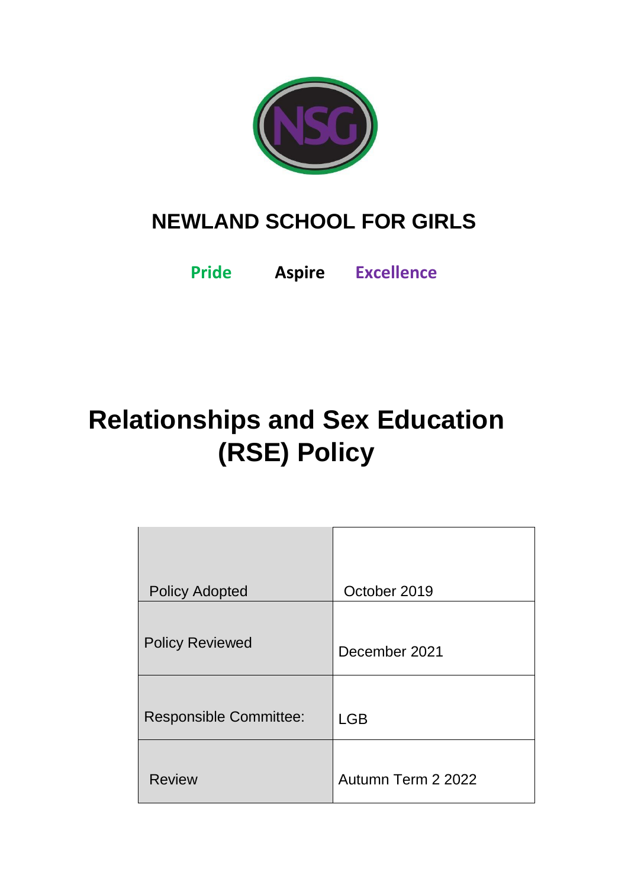# NEWLAND SCHOOL FOR GIRLS

**Pride** **Aspire** **Excellence**

# Relationships and Sex Education (RSE) Policy

| | |
|---|---|
| Policy Adopted | October 2019 |
| Policy Reviewed | December 2021 |
| Responsible Committee: | LGB |
| Review | Autumn Term 2 2022 |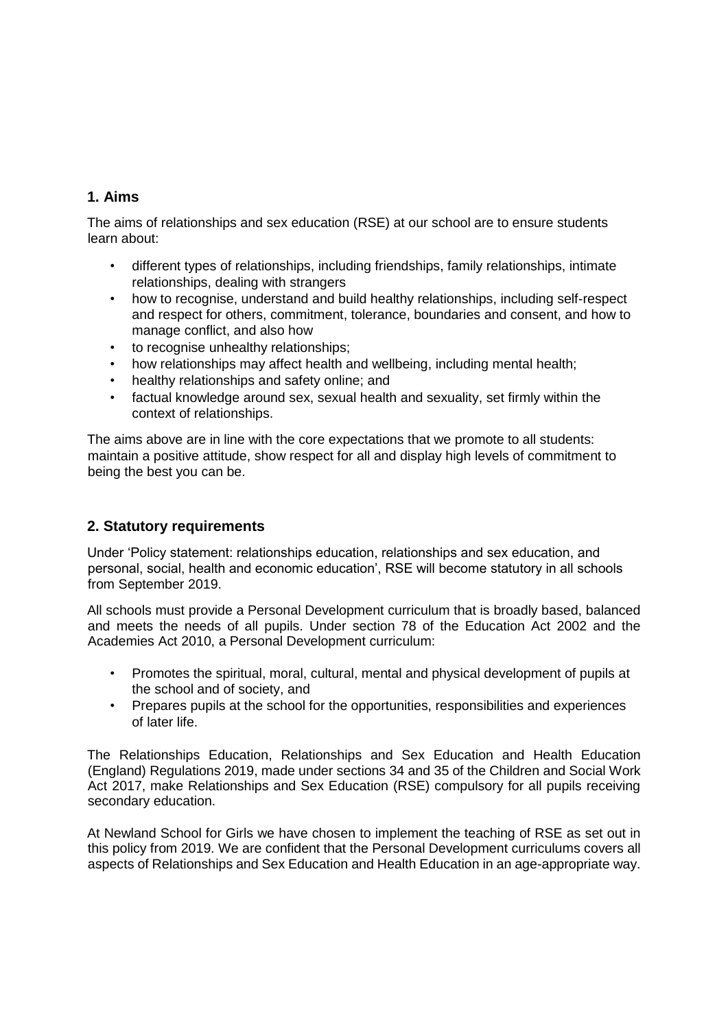## 1. Aims

The aims of relationships and sex education (RSE) at our school are to ensure students learn about:

- different types of relationships, including friendships, family relationships, intimate relationships, dealing with strangers
- how to recognise, understand and build healthy relationships, including self-respect and respect for others, commitment, tolerance, boundaries and consent, and how to manage conflict, and also how
- to recognise unhealthy relationships;
- how relationships may affect health and wellbeing, including mental health;
- healthy relationships and safety online; and
- factual knowledge around sex, sexual health and sexuality, set firmly within the context of relationships.

The aims above are in line with the core expectations that we promote to all students: maintain a positive attitude, show respect for all and display high levels of commitment to being the best you can be.

## 2. Statutory requirements

Under 'Policy statement: relationships education, relationships and sex education, and personal, social, health and economic education', RSE will become statutory in all schools from September 2019.

All schools must provide a Personal Development curriculum that is broadly based, balanced and meets the needs of all pupils. Under section 78 of the Education Act 2002 and the Academies Act 2010, a Personal Development curriculum:

- Promotes the spiritual, moral, cultural, mental and physical development of pupils at the school and of society, and
- Prepares pupils at the school for the opportunities, responsibilities and experiences of later life.

The Relationships Education, Relationships and Sex Education and Health Education (England) Regulations 2019, made under sections 34 and 35 of the Children and Social Work Act 2017, make Relationships and Sex Education (RSE) compulsory for all pupils receiving secondary education.

At Newland School for Girls we have chosen to implement the teaching of RSE as set out in this policy from 2019. We are confident that the Personal Development curriculums covers all aspects of Relationships and Sex Education and Health Education in an age-appropriate way.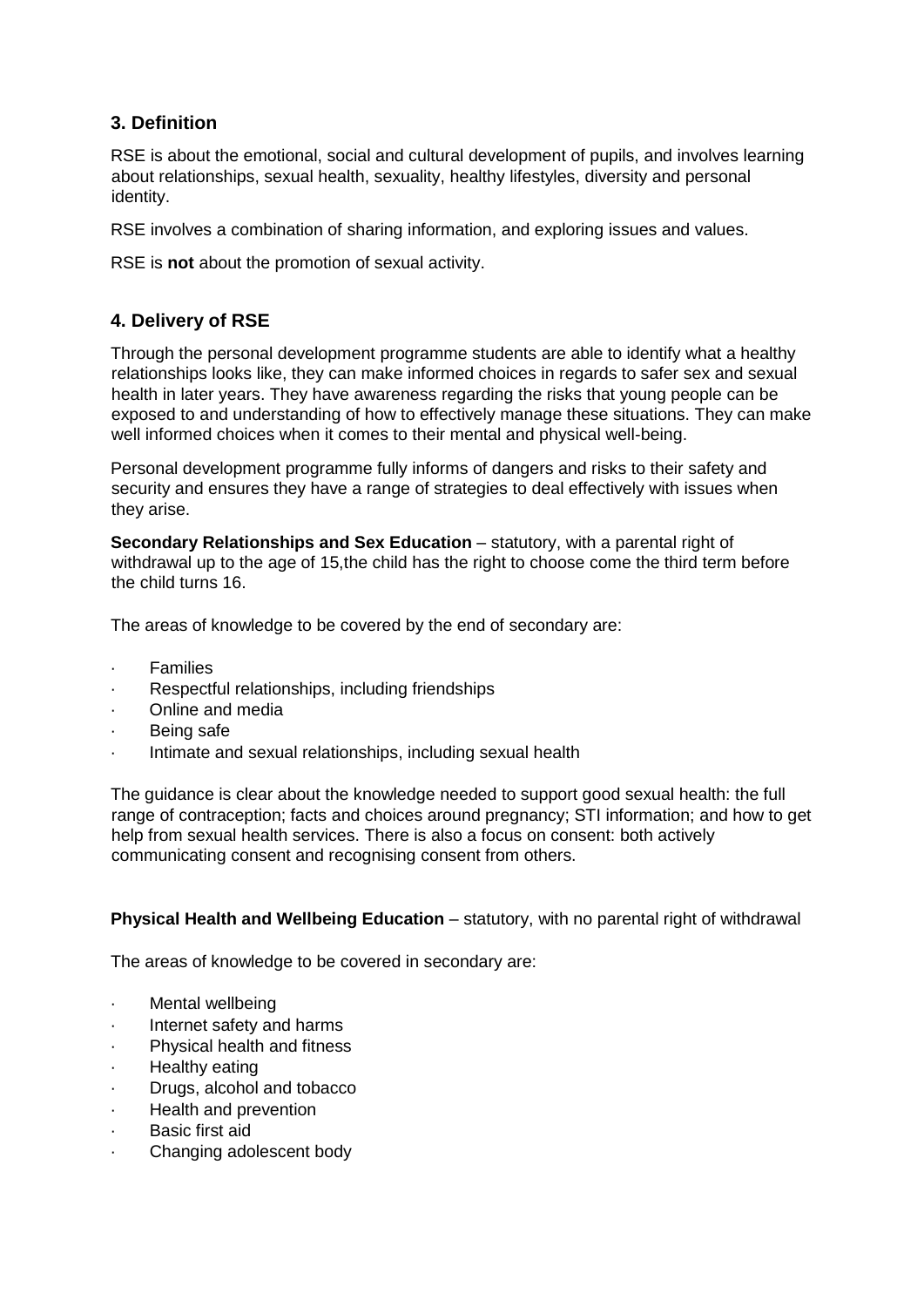## 3. Definition

RSE is about the emotional, social and cultural development of pupils, and involves learning about relationships, sexual health, sexuality, healthy lifestyles, diversity and personal identity.

RSE involves a combination of sharing information, and exploring issues and values.

RSE is **not** about the promotion of sexual activity.

## 4. Delivery of RSE

Through the personal development programme students are able to identify what a healthy relationships looks like, they can make informed choices in regards to safer sex and sexual health in later years. They have awareness regarding the risks that young people can be exposed to and understanding of how to effectively manage these situations. They can make well informed choices when it comes to their mental and physical well-being.

Personal development programme fully informs of dangers and risks to their safety and security and ensures they have a range of strategies to deal effectively with issues when they arise.

**Secondary Relationships and Sex Education** – statutory, with a parental right of withdrawal up to the age of 15,the child has the right to choose come the third term before the child turns 16.

The areas of knowledge to be covered by the end of secondary are:

- Families
- Respectful relationships, including friendships
- Online and media
- Being safe
- Intimate and sexual relationships, including sexual health

The guidance is clear about the knowledge needed to support good sexual health: the full range of contraception; facts and choices around pregnancy; STI information; and how to get help from sexual health services. There is also a focus on consent: both actively communicating consent and recognising consent from others.

**Physical Health and Wellbeing Education** – statutory, with no parental right of withdrawal

The areas of knowledge to be covered in secondary are:

- Mental wellbeing
- Internet safety and harms
- Physical health and fitness
- Healthy eating
- Drugs, alcohol and tobacco
- Health and prevention
- Basic first aid
- Changing adolescent body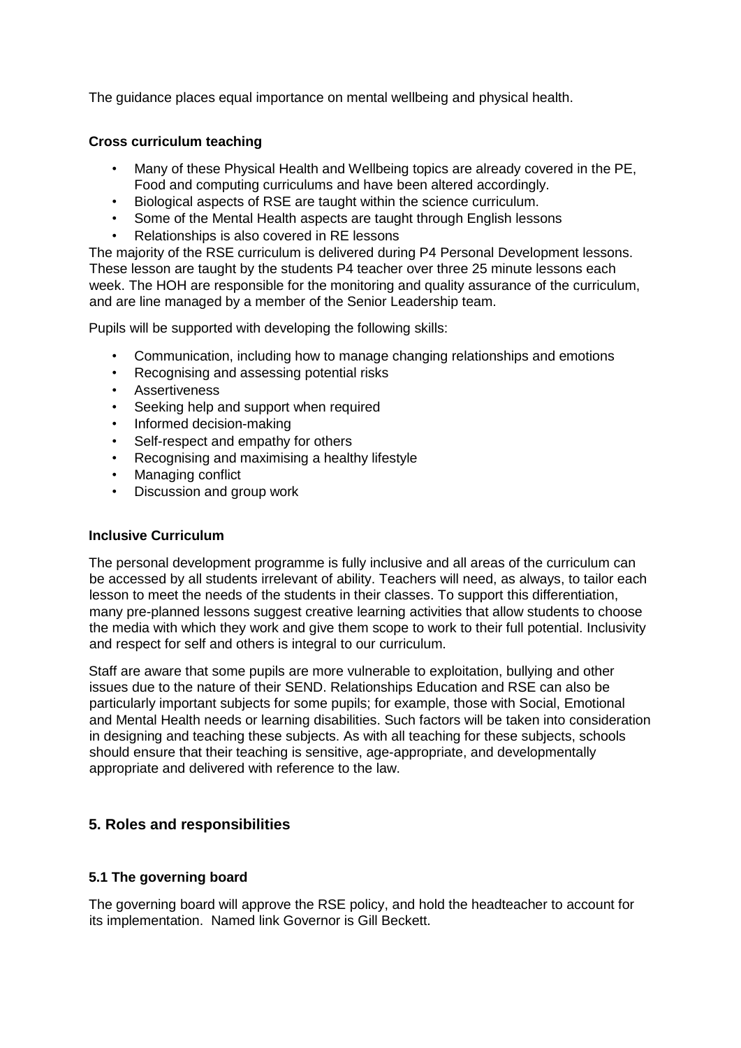The guidance places equal importance on mental wellbeing and physical health.

**Cross curriculum teaching**

- Many of these Physical Health and Wellbeing topics are already covered in the PE, Food and computing curriculums and have been altered accordingly.
- Biological aspects of RSE are taught within the science curriculum.
- Some of the Mental Health aspects are taught through English lessons
- Relationships is also covered in RE lessons

The majority of the RSE curriculum is delivered during P4 Personal Development lessons. These lesson are taught by the students P4 teacher over three 25 minute lessons each week. The HOH are responsible for the monitoring and quality assurance of the curriculum, and are line managed by a member of the Senior Leadership team.

Pupils will be supported with developing the following skills:

- Communication, including how to manage changing relationships and emotions
- Recognising and assessing potential risks
- Assertiveness
- Seeking help and support when required
- Informed decision-making
- Self-respect and empathy for others
- Recognising and maximising a healthy lifestyle
- Managing conflict
- Discussion and group work

**Inclusive Curriculum**

The personal development programme is fully inclusive and all areas of the curriculum can be accessed by all students irrelevant of ability. Teachers will need, as always, to tailor each lesson to meet the needs of the students in their classes. To support this differentiation, many pre-planned lessons suggest creative learning activities that allow students to choose the media with which they work and give them scope to work to their full potential. Inclusivity and respect for self and others is integral to our curriculum.

Staff are aware that some pupils are more vulnerable to exploitation, bullying and other issues due to the nature of their SEND. Relationships Education and RSE can also be particularly important subjects for some pupils; for example, those with Social, Emotional and Mental Health needs or learning disabilities. Such factors will be taken into consideration in designing and teaching these subjects. As with all teaching for these subjects, schools should ensure that their teaching is sensitive, age-appropriate, and developmentally appropriate and delivered with reference to the law.

## 5. Roles and responsibilities

### 5.1 The governing board

The governing board will approve the RSE policy, and hold the headteacher to account for its implementation. Named link Governor is Gill Beckett.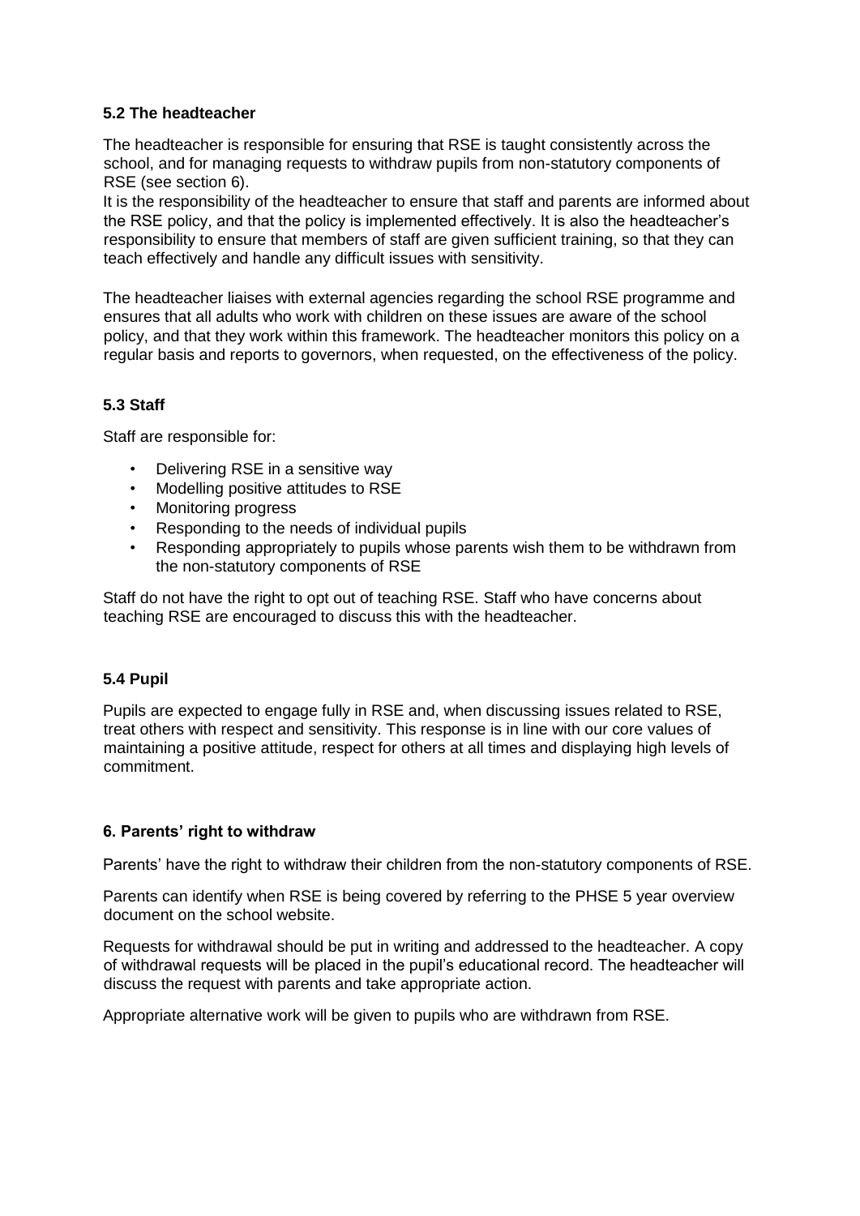### 5.2 The headteacher

The headteacher is responsible for ensuring that RSE is taught consistently across the school, and for managing requests to withdraw pupils from non-statutory components of RSE (see section 6).
It is the responsibility of the headteacher to ensure that staff and parents are informed about the RSE policy, and that the policy is implemented effectively. It is also the headteacher's responsibility to ensure that members of staff are given sufficient training, so that they can teach effectively and handle any difficult issues with sensitivity.

The headteacher liaises with external agencies regarding the school RSE programme and ensures that all adults who work with children on these issues are aware of the school policy, and that they work within this framework. The headteacher monitors this policy on a regular basis and reports to governors, when requested, on the effectiveness of the policy.

### 5.3 Staff

Staff are responsible for:

- Delivering RSE in a sensitive way
- Modelling positive attitudes to RSE
- Monitoring progress
- Responding to the needs of individual pupils
- Responding appropriately to pupils whose parents wish them to be withdrawn from the non-statutory components of RSE

Staff do not have the right to opt out of teaching RSE. Staff who have concerns about teaching RSE are encouraged to discuss this with the headteacher.

### 5.4 Pupil

Pupils are expected to engage fully in RSE and, when discussing issues related to RSE, treat others with respect and sensitivity. This response is in line with our core values of maintaining a positive attitude, respect for others at all times and displaying high levels of commitment.

## 6. Parents' right to withdraw

Parents' have the right to withdraw their children from the non-statutory components of RSE.

Parents can identify when RSE is being covered by referring to the PHSE 5 year overview document on the school website.

Requests for withdrawal should be put in writing and addressed to the headteacher. A copy of withdrawal requests will be placed in the pupil's educational record. The headteacher will discuss the request with parents and take appropriate action.

Appropriate alternative work will be given to pupils who are withdrawn from RSE.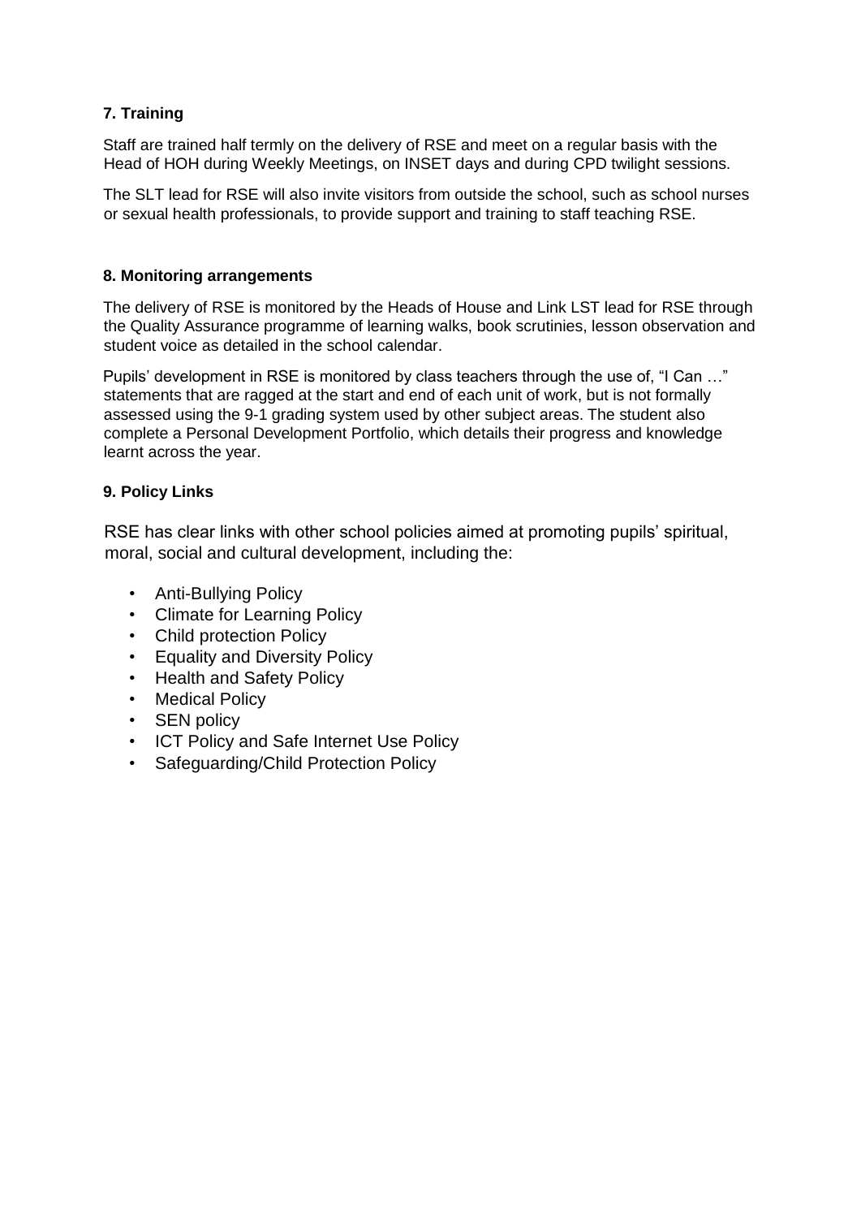## 7. Training

Staff are trained half termly on the delivery of RSE and meet on a regular basis with the Head of HOH during Weekly Meetings, on INSET days and during CPD twilight sessions.

The SLT lead for RSE will also invite visitors from outside the school, such as school nurses or sexual health professionals, to provide support and training to staff teaching RSE.

## 8. Monitoring arrangements

The delivery of RSE is monitored by the Heads of House and Link LST lead for RSE through the Quality Assurance programme of learning walks, book scrutinies, lesson observation and student voice as detailed in the school calendar.

Pupils' development in RSE is monitored by class teachers through the use of, "I Can …" statements that are ragged at the start and end of each unit of work, but is not formally assessed using the 9-1 grading system used by other subject areas. The student also complete a Personal Development Portfolio, which details their progress and knowledge learnt across the year.

## 9. Policy Links

RSE has clear links with other school policies aimed at promoting pupils' spiritual, moral, social and cultural development, including the:

- Anti-Bullying Policy
- Climate for Learning Policy
- Child protection Policy
- Equality and Diversity Policy
- Health and Safety Policy
- Medical Policy
- SEN policy
- ICT Policy and Safe Internet Use Policy
- Safeguarding/Child Protection Policy